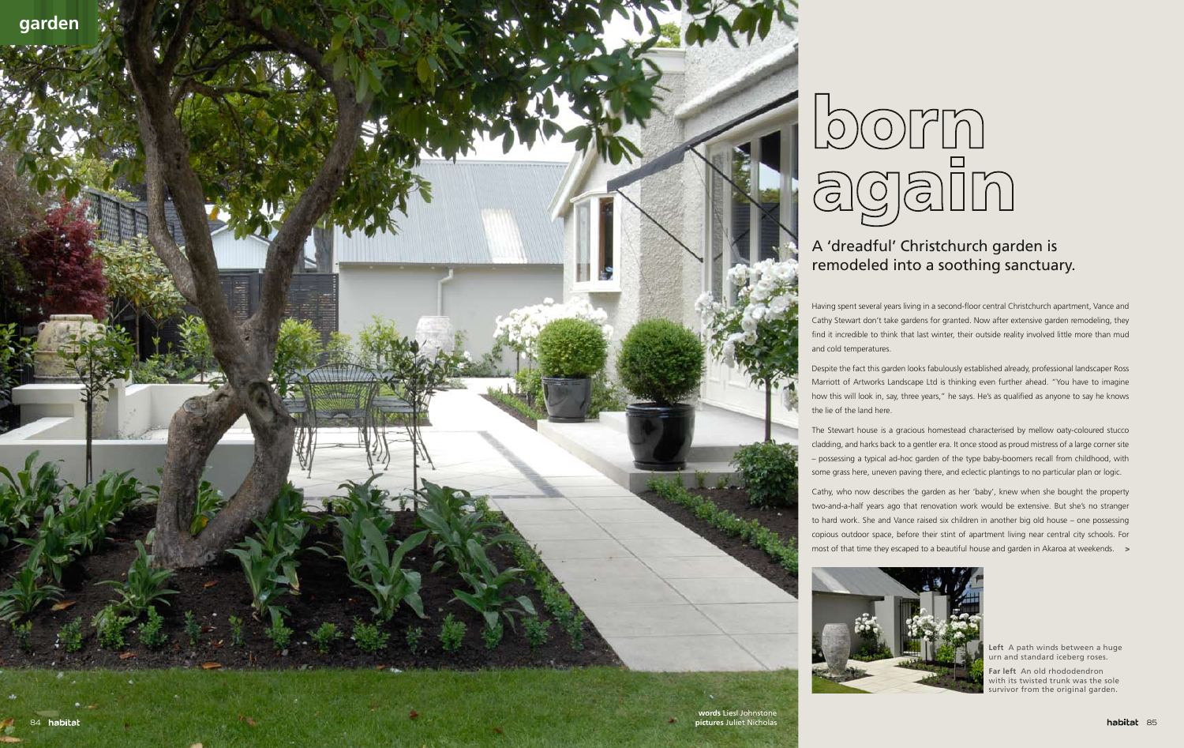# born again

## A 'dreadful' Christchurch garden is remodeled into a soothing sanctuary.

**words** Liesl Johnstone
**pictures** Juliet Nicholas

Having spent several years living in a second-floor central Christchurch apartment, Vance and Cathy Stewart don't take gardens for granted. Now after extensive garden remodeling, they find it incredible to think that last winter, their outside reality involved little more than mud and cold temperatures.

Despite the fact this garden looks fabulously established already, professional landscaper Ross Marriott of Artworks Landscape Ltd is thinking even further ahead. "You have to imagine how this will look in, say, three years," he says. He's as qualified as anyone to say he knows the lie of the land here.

The Stewart house is a gracious homestead characterised by mellow oaty-coloured stucco cladding, and harks back to a gentler era. It once stood as proud mistress of a large corner site – possessing a typical ad-hoc garden of the type baby-boomers recall from childhood, with some grass here, uneven paving there, and eclectic plantings to no particular plan or logic.

Cathy, who now describes the garden as her 'baby', knew when she bought the property two-and-a-half years ago that renovation work would be extensive. But she's no stranger to hard work. She and Vance raised six children in another big old house – one possessing copious outdoor space, before their stint of apartment living near central city schools. For most of that time they escaped to a beautiful house and garden in Akaroa at weekends. >

**Left** A path winds between a huge urn and standard iceberg roses.

**Far left** An old rhododendron with its twisted trunk was the sole survivor from the original garden.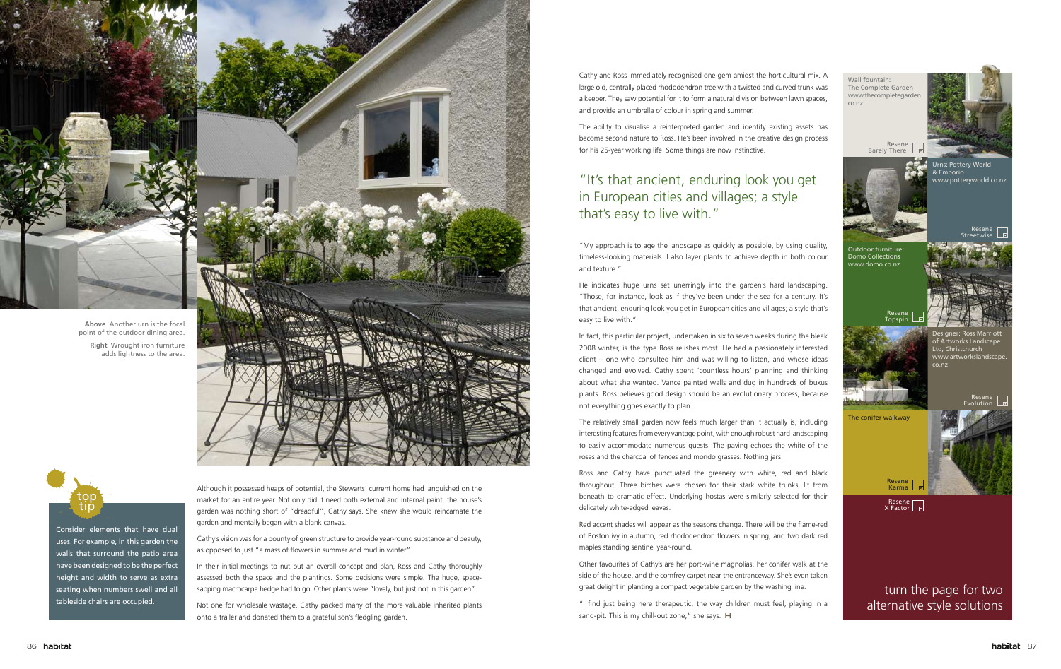**Above** Another urn is the focal point of the outdoor dining area.

**Right** Wrought iron furniture adds lightness to the area.

## top tip

Consider elements that have dual uses. For example, in this garden the walls that surround the patio area have been designed to be the perfect height and width to serve as extra seating when numbers swell and all tableside chairs are occupied.

Although it possessed heaps of potential, the Stewarts' current home had languished on the market for an entire year. Not only did it need both external and internal paint, the house's garden was nothing short of "dreadful", Cathy says. She knew she would reincarnate the garden and mentally began with a blank canvas.

Cathy's vision was for a bounty of green structure to provide year-round substance and beauty, as opposed to just "a mass of flowers in summer and mud in winter".

In their initial meetings to nut out an overall concept and plan, Ross and Cathy thoroughly assessed both the space and the plantings. Some decisions were simple. The huge, space-sapping macrocarpa hedge had to go. Other plants were "lovely, but just not in this garden".

Not one for wholesale wastage, Cathy packed many of the more valuable inherited plants onto a trailer and donated them to a grateful son's fledgling garden.

Cathy and Ross immediately recognised one gem amidst the horticultural mix. A large old, centrally placed rhododendron tree with a twisted and curved trunk was a keeper. They saw potential for it to form a natural division between lawn spaces, and provide an umbrella of colour in spring and summer.

The ability to visualise a reinterpreted garden and identify existing assets has become second nature to Ross. He's been involved in the creative design process for his 25-year working life. Some things are now instinctive.

## "It's that ancient, enduring look you get in European cities and villages; a style that's easy to live with."

"My approach is to age the landscape as quickly as possible, by using quality, timeless-looking materials. I also layer plants to achieve depth in both colour and texture."

He indicates huge urns set unerringly into the garden's hard landscaping. "Those, for instance, look as if they've been under the sea for a century. It's that ancient, enduring look you get in European cities and villages; a style that's easy to live with."

In fact, this particular project, undertaken in six to seven weeks during the bleak 2008 winter, is the type Ross relishes most. He had a passionately interested client – one who consulted him and was willing to listen, and whose ideas changed and evolved. Cathy spent 'countless hours' planning and thinking about what she wanted. Vance painted walls and dug in hundreds of buxus plants. Ross believes good design should be an evolutionary process, because not everything goes exactly to plan.

The relatively small garden now feels much larger than it actually is, including interesting features from every vantage point, with enough robust hard landscaping to easily accommodate numerous guests. The paving echoes the white of the roses and the charcoal of fences and mondo grasses. Nothing jars.

Ross and Cathy have punctuated the greenery with white, red and black throughout. Three birches were chosen for their stark white trunks, lit from beneath to dramatic effect. Underlying hostas were similarly selected for their delicately white-edged leaves.

Red accent shades will appear as the seasons change. There will be the flame-red of Boston ivy in autumn, red rhododendron flowers in spring, and two dark red maples standing sentinel year-round.

Other favourites of Cathy's are her port-wine magnolias, her conifer walk at the side of the house, and the comfrey carpet near the entranceway. She's even taken great delight in planting a compact vegetable garden by the washing line.

"I find just being here therapeutic, the way children must feel, playing in a sand-pit. This is my chill-out zone," she says.

Wall fountain: The Complete Garden www.thecompletegarden.co.nz

Resene Barely There

Urns: Pottery World & Emporio www.potteryworld.co.nz

Resene Streetwise

Outdoor furniture: Domo Collections www.domo.co.nz

Resene Topspin

Designer: Ross Marriott of Artworks Landscape Ltd, Christchurch www.artworkslandscape.co.nz

Resene Evolution

The conifer walkway

Resene Karma

Resene X Factor

turn the page for two alternative style solutions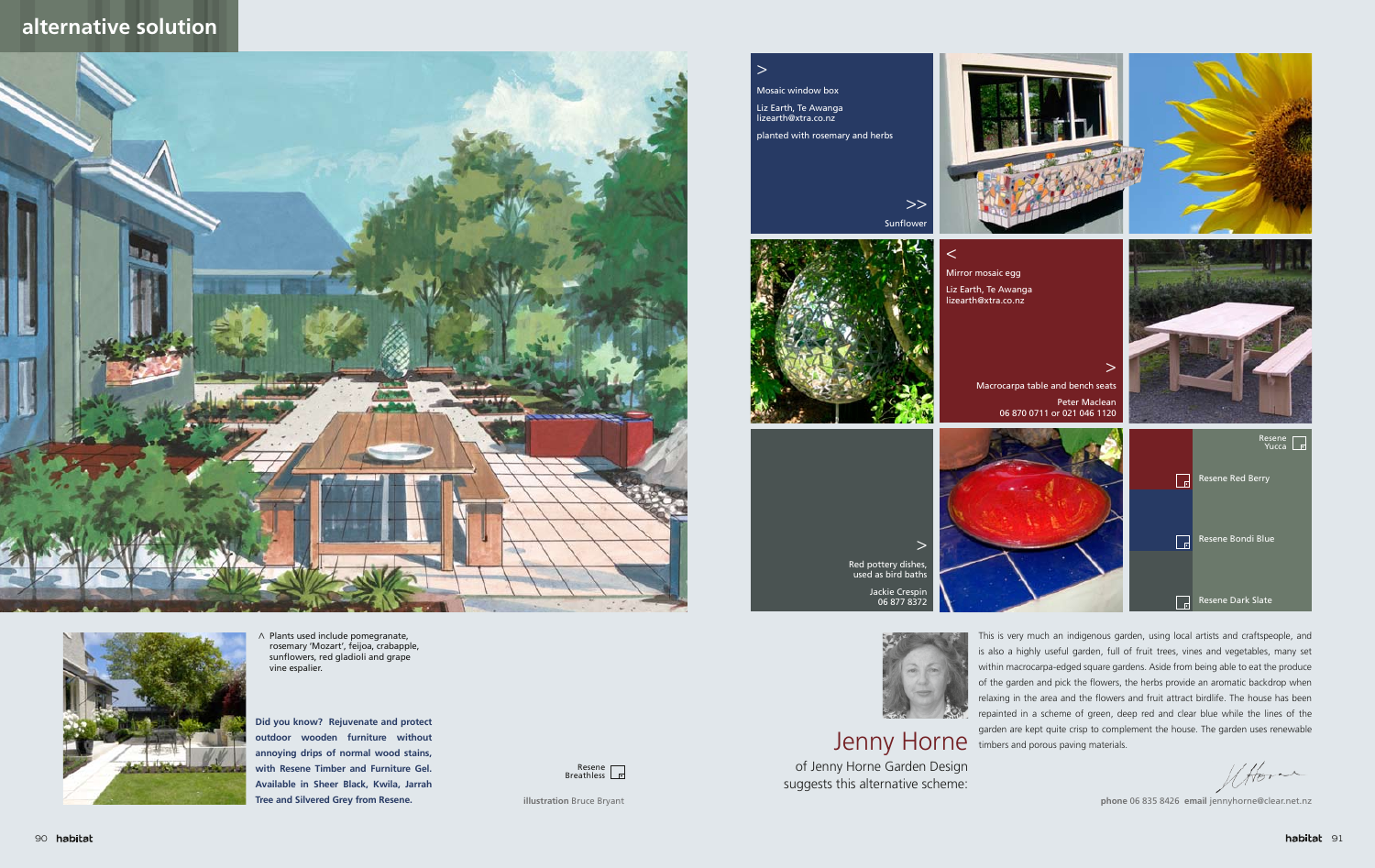# alternative solution

>

Mosaic window box

Liz Earth, Te Awanga
lizearth@xtra.co.nz

planted with rosemary and herbs

>>

Sunflower

<

Mirror mosaic egg

Liz Earth, Te Awanga
lizearth@xtra.co.nz

>

Macrocarpa table and bench seats

Peter Maclean
06 870 0711 or 021 046 1120

>

Red pottery dishes, used as bird baths

Jackie Crespin
06 877 8372

Resene Yucca

Resene Red Berry

Resene Bondi Blue

Resene Dark Slate

^ Plants used include pomegranate, rosemary 'Mozart', feijoa, crabapple, sunflowers, red gladioli and grape vine espalier.

**Did you know? Rejuvenate and protect outdoor wooden furniture without annoying drips of normal wood stains, with Resene Timber and Furniture Gel. Available in Sheer Black, Kwila, Jarrah Tree and Silvered Grey from Resene.**

Resene Breathless

**illustration** Bruce Bryant

## Jenny Horne

of Jenny Horne Garden Design suggests this alternative scheme:

This is very much an indigenous garden, using local artists and craftspeople, and is also a highly useful garden, full of fruit trees, vines and vegetables, many set within macrocarpa-edged square gardens. Aside from being able to eat the produce of the garden and pick the flowers, the herbs provide an aromatic backdrop when relaxing in the area and the flowers and fruit attract birdlife. The house has been repainted in a scheme of green, deep red and clear blue while the lines of the garden are kept quite crisp to complement the house. The garden uses renewable timbers and porous paving materials.

**phone** 06 835 8426 **email** jennyhorne@clear.net.nz